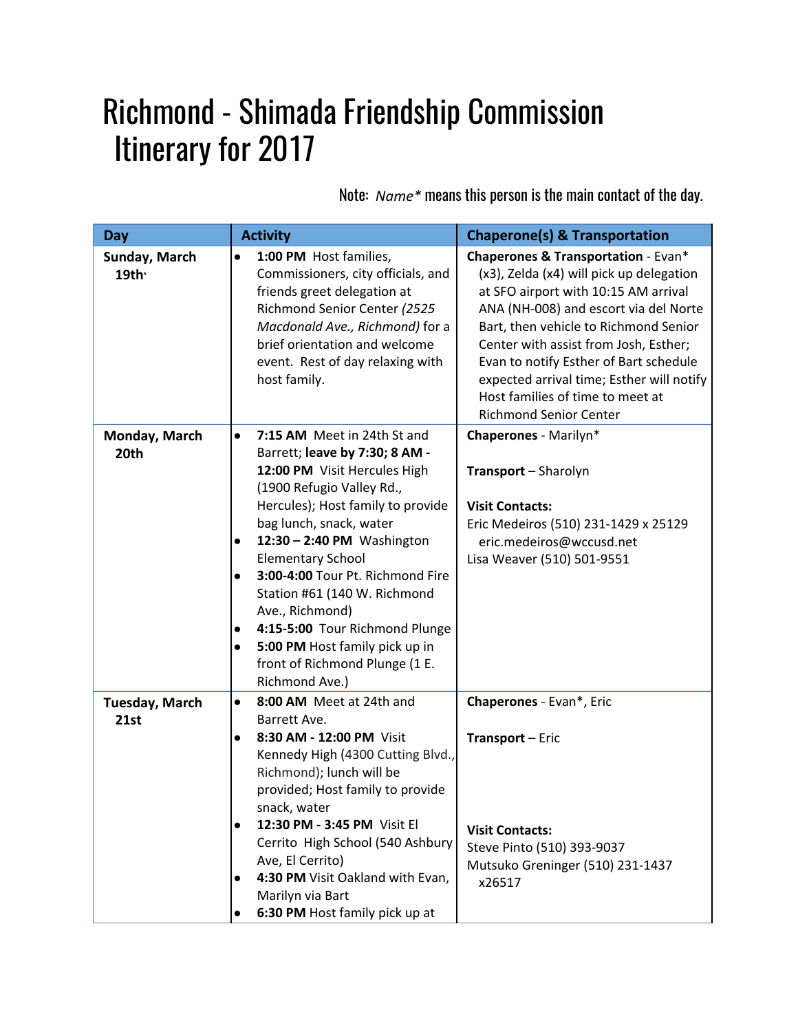# Richmond - Shimada Friendship Commission Itinerary for 2017

Note: *Name\** means this person is the main contact of the day.

| Day | Activity | Chaperone(s) & Transportation |
|---|---|---|
| **Sunday, March 19th** | • **1:00 PM** Host families, Commissioners, city officials, and friends greet delegation at Richmond Senior Center *(2525 Macdonald Ave., Richmond)* for a brief orientation and welcome event. Rest of day relaxing with host family. | **Chaperones & Transportation** - Evan* (x3), Zelda (x4) will pick up delegation at SFO airport with 10:15 AM arrival ANA (NH-008) and escort via del Norte Bart, then vehicle to Richmond Senior Center with assist from Josh, Esther; Evan to notify Esther of Bart schedule expected arrival time; Esther will notify Host families of time to meet at Richmond Senior Center |
| **Monday, March 20th** | • **7:15 AM** Meet in 24th St and Barrett; **leave by 7:30; 8 AM - 12:00 PM** Visit Hercules High (1900 Refugio Valley Rd., Hercules); Host family to provide bag lunch, snack, water<br>• **12:30 – 2:40 PM** Washington Elementary School<br>• **3:00-4:00** Tour Pt. Richmond Fire Station #61 (140 W. Richmond Ave., Richmond)<br>• **4:15-5:00** Tour Richmond Plunge<br>• **5:00 PM** Host family pick up in front of Richmond Plunge (1 E. Richmond Ave.) | **Chaperones** - Marilyn*<br><br>**Transport** – Sharolyn<br><br>**Visit Contacts:**<br>Eric Medeiros (510) 231-1429 x 25129 eric.medeiros@wccusd.net<br>Lisa Weaver (510) 501-9551 |
| **Tuesday, March 21st** | • **8:00 AM** Meet at 24th and Barrett Ave.<br>• **8:30 AM - 12:00 PM** Visit Kennedy High (4300 Cutting Blvd., Richmond); lunch will be provided; Host family to provide snack, water<br>• **12:30 PM - 3:45 PM** Visit El Cerrito High School (540 Ashbury Ave, El Cerrito)<br>• **4:30 PM** Visit Oakland with Evan, Marilyn via Bart<br>• **6:30 PM** Host family pick up at | **Chaperones** - Evan*, Eric<br><br>**Transport** – Eric<br><br>**Visit Contacts:**<br>Steve Pinto (510) 393-9037<br>Mutsuko Greninger (510) 231-1437 x26517 |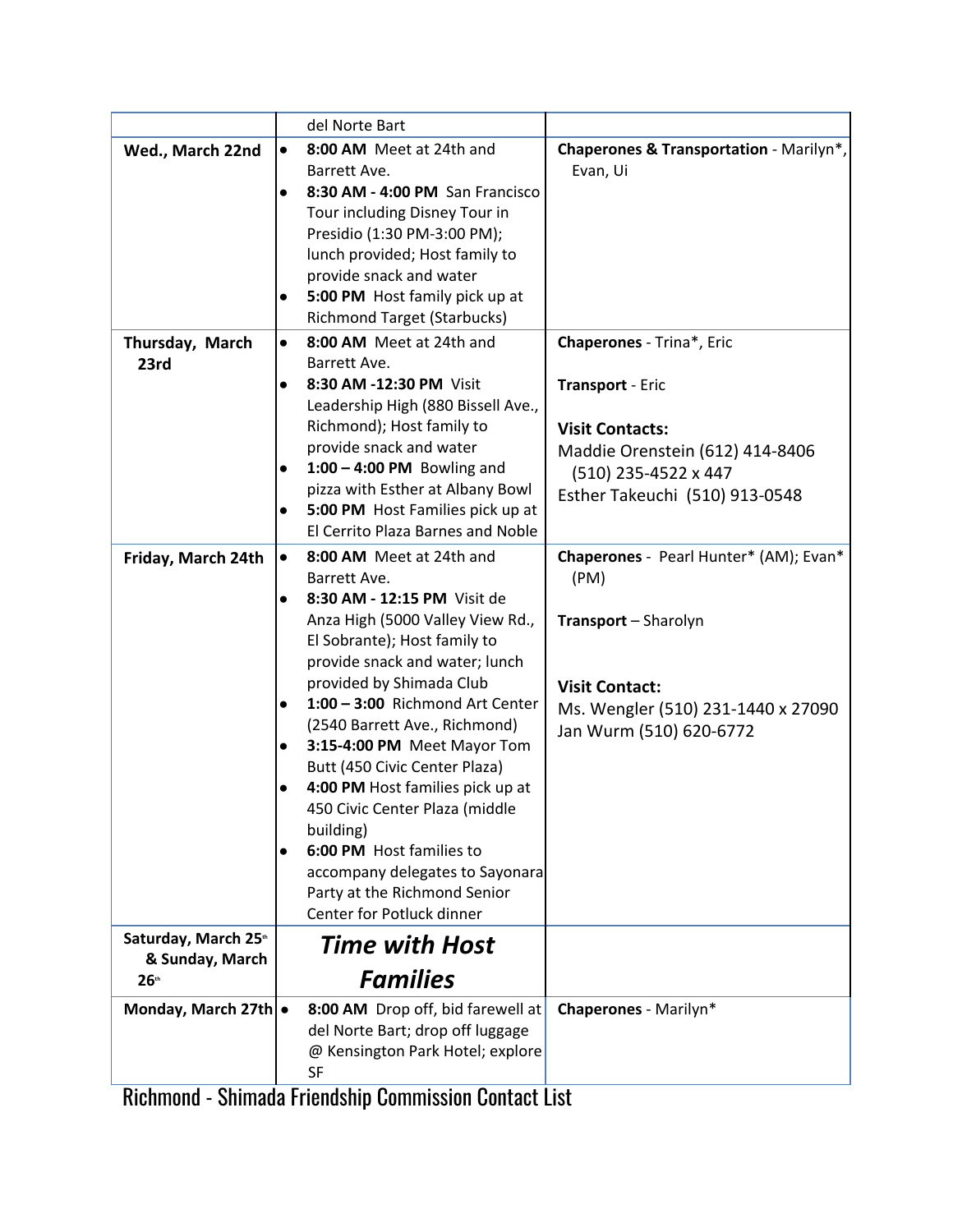| | | |
|---|---|---|
| | del Norte Bart | |
| **Wed., March 22nd** | • **8:00 AM** Meet at 24th and Barrett Ave.<br>• **8:30 AM - 4:00 PM** San Francisco Tour including Disney Tour in Presidio (1:30 PM-3:00 PM); lunch provided; Host family to provide snack and water<br>• **5:00 PM** Host family pick up at Richmond Target (Starbucks) | **Chaperones & Transportation** - Marilyn*, Evan, Ui |
| **Thursday, March 23rd** | • **8:00 AM** Meet at 24th and Barrett Ave.<br>• **8:30 AM -12:30 PM** Visit Leadership High (880 Bissell Ave., Richmond); Host family to provide snack and water<br>• **1:00 – 4:00 PM** Bowling and pizza with Esther at Albany Bowl<br>• **5:00 PM** Host Families pick up at El Cerrito Plaza Barnes and Noble | **Chaperones** - Trina*, Eric<br><br>**Transport** - Eric<br><br>**Visit Contacts:**<br>Maddie Orenstein (612) 414-8406 (510) 235-4522 x 447<br>Esther Takeuchi (510) 913-0548 |
| **Friday, March 24th** | • **8:00 AM** Meet at 24th and Barrett Ave.<br>• **8:30 AM - 12:15 PM** Visit de Anza High (5000 Valley View Rd., El Sobrante); Host family to provide snack and water; lunch provided by Shimada Club<br>• **1:00 – 3:00** Richmond Art Center (2540 Barrett Ave., Richmond)<br>• **3:15-4:00 PM** Meet Mayor Tom Butt (450 Civic Center Plaza)<br>• **4:00 PM** Host families pick up at 450 Civic Center Plaza (middle building)<br>• **6:00 PM** Host families to accompany delegates to Sayonara Party at the Richmond Senior Center for Potluck dinner | **Chaperones** - Pearl Hunter* (AM); Evan* (PM)<br><br>**Transport** – Sharolyn<br><br>**Visit Contact:**<br>Ms. Wengler (510) 231-1440 x 27090<br>Jan Wurm (510) 620-6772 |
| **Saturday, March 25th & Sunday, March 26th** | ***Time with Host Families*** | |
| **Monday, March 27th** | • **8:00 AM** Drop off, bid farewell at del Norte Bart; drop off luggage @ Kensington Park Hotel; explore SF | **Chaperones** - Marilyn* |

# Richmond - Shimada Friendship Commission Contact List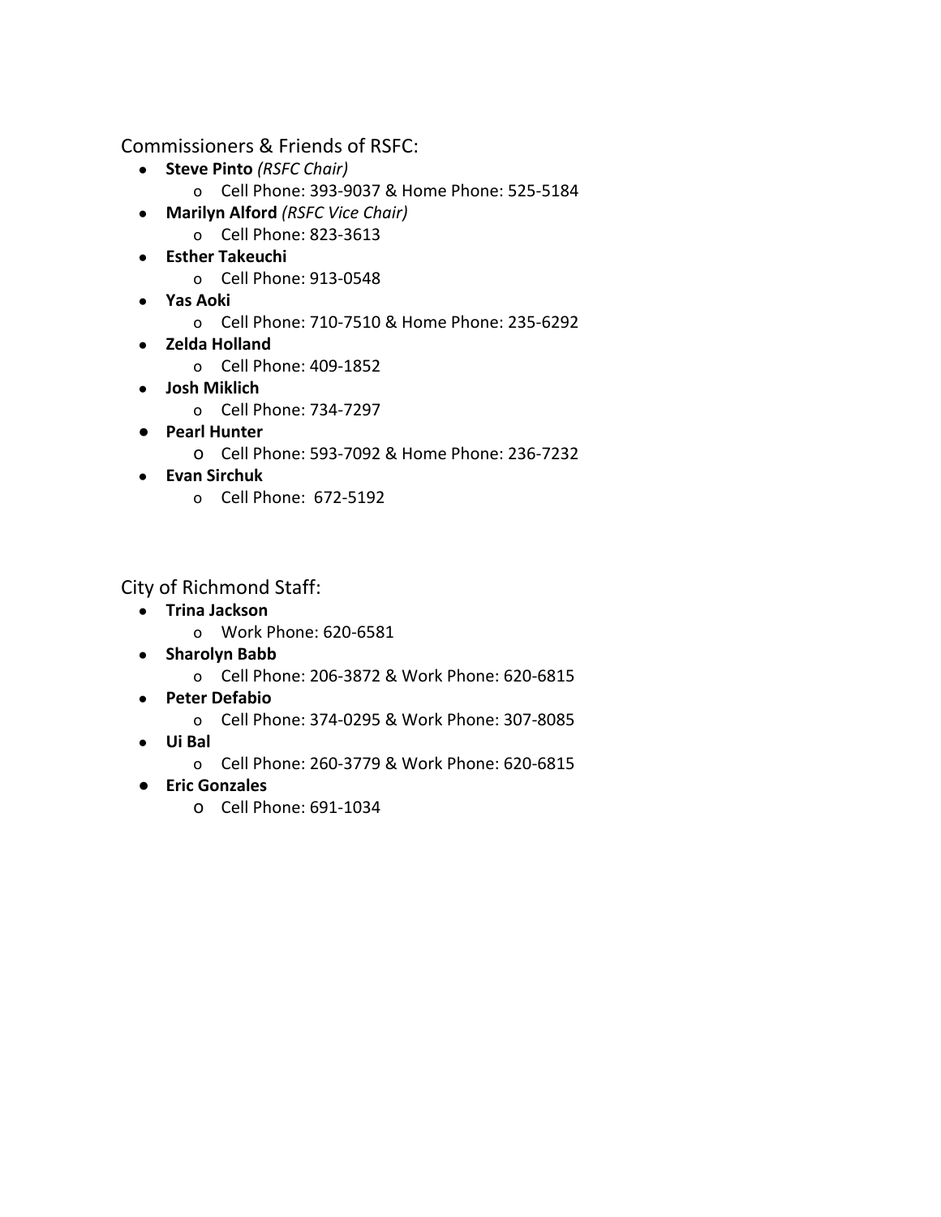Commissioners & Friends of RSFC:

- **Steve Pinto** *(RSFC Chair)*
  - Cell Phone: 393-9037 & Home Phone: 525-5184
- **Marilyn Alford** *(RSFC Vice Chair)*
  - Cell Phone: 823-3613
- **Esther Takeuchi**
  - Cell Phone: 913-0548
- **Yas Aoki**
  - Cell Phone: 710-7510 & Home Phone: 235-6292
- **Zelda Holland**
  - Cell Phone: 409-1852
- **Josh Miklich**
  - Cell Phone: 734-7297
- **Pearl Hunter**
  - Cell Phone: 593-7092 & Home Phone: 236-7232
- **Evan Sirchuk**
  - Cell Phone: 672-5192

City of Richmond Staff:

- **Trina Jackson**
  - Work Phone: 620-6581
- **Sharolyn Babb**
  - Cell Phone: 206-3872 & Work Phone: 620-6815
- **Peter Defabio**
  - Cell Phone: 374-0295 & Work Phone: 307-8085
- **Ui Bal**
  - Cell Phone: 260-3779 & Work Phone: 620-6815
- **Eric Gonzales**
  - Cell Phone: 691-1034